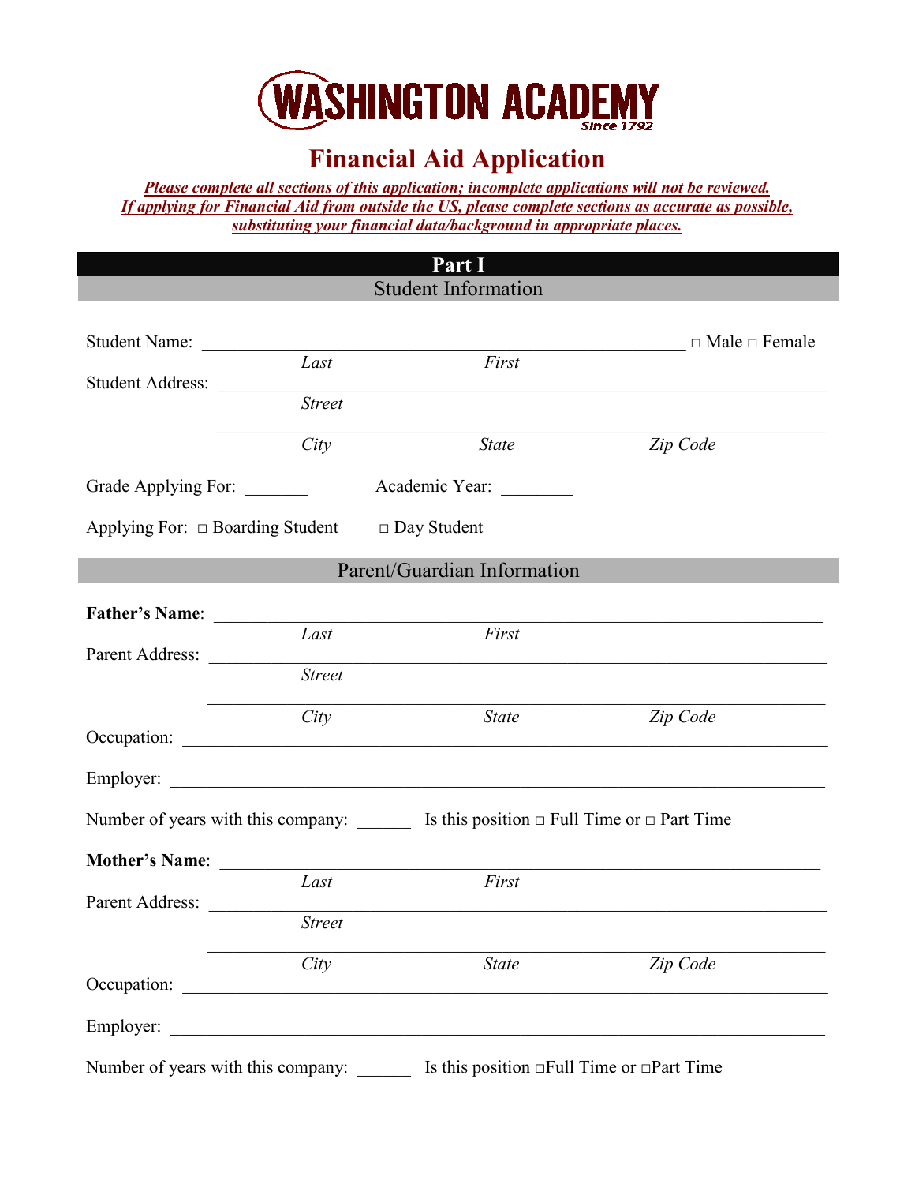# WASHINGTON ACADEMY

Since 1792

## Financial Aid Application

***Please complete all sections of this application; incomplete applications will not be reviewed.***
***If applying for Financial Aid from outside the US, please complete sections as accurate as possible, substituting your financial data/background in appropriate places.***

## Part I

### Student Information

Student Name: ____________________________________________ □ Male □ Female
*Last* *First*

Student Address: ____________________________________________
*Street*

____________________________________________
*City* *State* *Zip Code*

Grade Applying For: _______ Academic Year: ________

Applying For: □ Boarding Student □ Day Student

### Parent/Guardian Information

**Father's Name**: ____________________________________________
*Last* *First*

Parent Address: ____________________________________________
*Street*

____________________________________________
*City* *State* *Zip Code*

Occupation: ____________________________________________

Employer: ____________________________________________

Number of years with this company: ______ Is this position □ Full Time or □ Part Time

**Mother's Name**: ____________________________________________
*Last* *First*

Parent Address: ____________________________________________
*Street*

____________________________________________
*City* *State* *Zip Code*

Occupation: ____________________________________________

Employer: ____________________________________________

Number of years with this company: ______ Is this position □Full Time or □Part Time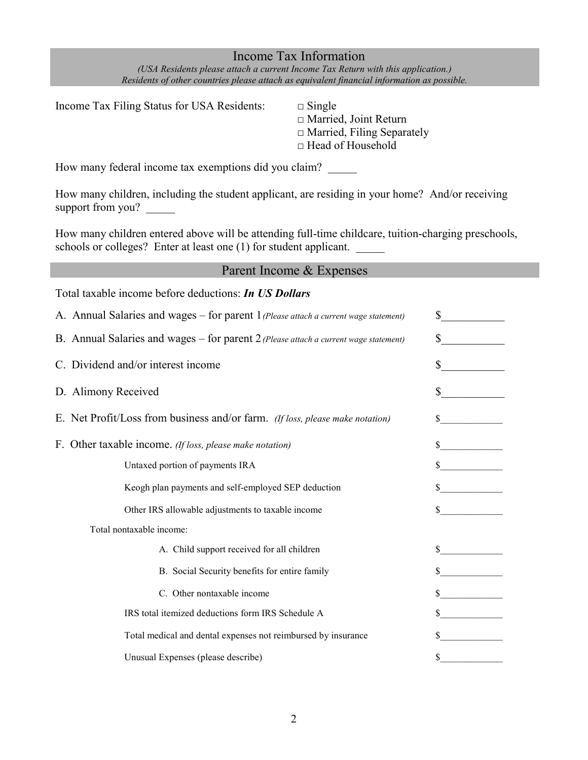## Income Tax Information

*(USA Residents please attach a current Income Tax Return with this application.)*
*Residents of other countries please attach as equivalent financial information as possible.*

Income Tax Filing Status for USA Residents:

- □ Single
- □ Married, Joint Return
- □ Married, Filing Separately
- □ Head of Household

How many federal income tax exemptions did you claim? _____

How many children, including the student applicant, are residing in your home? And/or receiving support from you? _____

How many children entered above will be attending full-time childcare, tuition-charging preschools, schools or colleges? Enter at least one (1) for student applicant. _____

## Parent Income & Expenses

Total taxable income before deductions: ***In US Dollars***

A. Annual Salaries and wages – for parent 1 *(Please attach a current wage statement)* $___________

B. Annual Salaries and wages – for parent 2 *(Please attach a current wage statement)* $___________

C. Dividend and/or interest income $___________

D. Alimony Received $___________

E. Net Profit/Loss from business and/or farm. *(If loss, please make notation)* $___________

F. Other taxable income. *(If loss, please make notation)* $___________

Untaxed portion of payments IRA $___________

Keogh plan payments and self-employed SEP deduction $___________

Other IRS allowable adjustments to taxable income $___________

Total nontaxable income:

A. Child support received for all children $___________

B. Social Security benefits for entire family $___________

C. Other nontaxable income $___________

IRS total itemized deductions form IRS Schedule A $___________

Total medical and dental expenses not reimbursed by insurance $___________

Unusual Expenses (please describe) $___________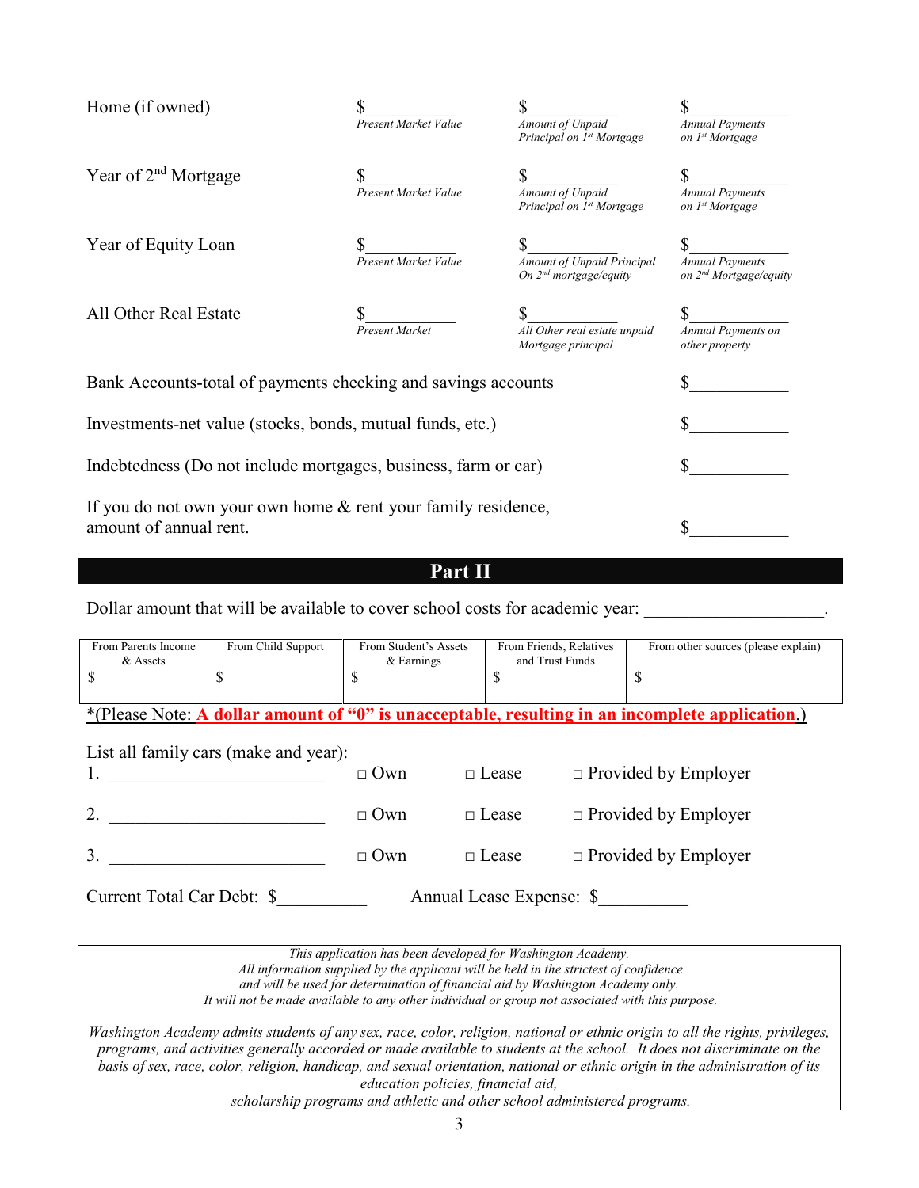| | | | |
|---|---|---|---|
| Home (if owned) | $\_\_\_\_\_\_\_\_\_\_\_ *Present Market Value* | $\_\_\_\_\_\_\_\_\_\_\_ *Amount of Unpaid Principal on 1st Mortgage* | $\_\_\_\_\_\_\_\_\_\_\_ *Annual Payments on 1st Mortgage* |
| Year of 2nd Mortgage | $\_\_\_\_\_\_\_\_\_\_\_ *Present Market Value* | $\_\_\_\_\_\_\_\_\_\_\_ *Amount of Unpaid Principal on 1st Mortgage* | $\_\_\_\_\_\_\_\_\_\_\_ *Annual Payments on 1st Mortgage* |
| Year of Equity Loan | $\_\_\_\_\_\_\_\_\_\_\_ *Present Market Value* | $\_\_\_\_\_\_\_\_\_\_\_ *Amount of Unpaid Principal On 2nd mortgage/equity* | $\_\_\_\_\_\_\_\_\_\_\_ *Annual Payments on 2nd Mortgage/equity* |
| All Other Real Estate | $\_\_\_\_\_\_\_\_\_\_\_ *Present Market* | $\_\_\_\_\_\_\_\_\_\_\_ *All Other real estate unpaid Mortgage principal* | $\_\_\_\_\_\_\_\_\_\_\_ *Annual Payments on other property* |

Bank Accounts-total of payments checking and savings accounts $\_\_\_\_\_\_\_\_\_\_\_

Investments-net value (stocks, bonds, mutual funds, etc.) $\_\_\_\_\_\_\_\_\_\_\_

Indebtedness (Do not include mortgages, business, farm or car) $\_\_\_\_\_\_\_\_\_\_\_

If you do not own your own home & rent your family residence, amount of annual rent. $\_\_\_\_\_\_\_\_\_\_\_

## Part II

Dollar amount that will be available to cover school costs for academic year: \_\_\_\_\_\_\_\_\_\_\_\_\_\_\_\_\_\_\_\_.

| From Parents Income & Assets | From Child Support | From Student's Assets & Earnings | From Friends, Relatives and Trust Funds | From other sources (please explain) |
|---|---|---|---|---|
| $ | $ | $ | $ | $ |

*(Please Note: **A dollar amount of "0" is unacceptable, resulting in an incomplete application**.)

List all family cars (make and year):

1. \_\_\_\_\_\_\_\_\_\_\_\_\_\_\_\_\_\_\_\_\_\_\_\_\_ □ Own □ Lease □ Provided by Employer
2. \_\_\_\_\_\_\_\_\_\_\_\_\_\_\_\_\_\_\_\_\_\_\_\_\_ □ Own □ Lease □ Provided by Employer
3. \_\_\_\_\_\_\_\_\_\_\_\_\_\_\_\_\_\_\_\_\_\_\_\_\_ □ Own □ Lease □ Provided by Employer

Current Total Car Debt: $\_\_\_\_\_\_\_\_\_\_ Annual Lease Expense: $\_\_\_\_\_\_\_\_\_\_

*This application has been developed for Washington Academy. All information supplied by the applicant will be held in the strictest of confidence and will be used for determination of financial aid by Washington Academy only. It will not be made available to any other individual or group not associated with this purpose.*

*Washington Academy admits students of any sex, race, color, religion, national or ethnic origin to all the rights, privileges, programs, and activities generally accorded or made available to students at the school. It does not discriminate on the basis of sex, race, color, religion, handicap, and sexual orientation, national or ethnic origin in the administration of its education policies, financial aid, scholarship programs and athletic and other school administered programs.*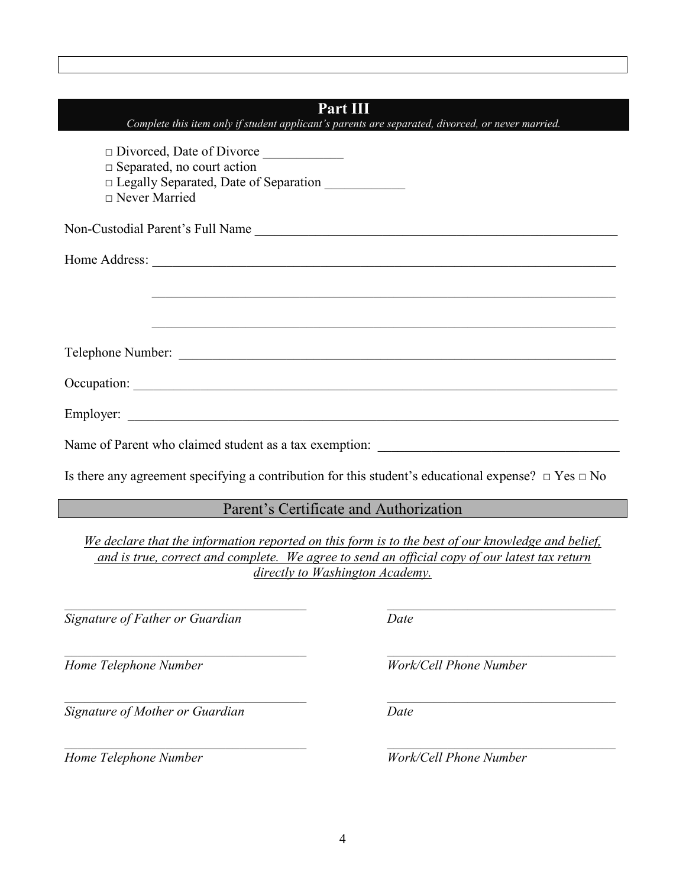## Part III

*Complete this item only if student applicant's parents are separated, divorced, or never married.*

□ Divorced, Date of Divorce ____________
□ Separated, no court action
□ Legally Separated, Date of Separation ____________
□ Never Married

Non-Custodial Parent's Full Name ___________________________________________________________

Home Address: _______________________________________________________________________

_______________________________________________________________________

_______________________________________________________________________

Telephone Number: ____________________________________________________________________

Occupation: _________________________________________________________________________

Employer: ___________________________________________________________________________

Name of Parent who claimed student as a tax exemption: _____________________________________

Is there any agreement specifying a contribution for this student's educational expense? □ Yes □ No

## Parent's Certificate and Authorization

*We declare that the information reported on this form is to the best of our knowledge and belief, and is true, correct and complete. We agree to send an official copy of our latest tax return directly to Washington Academy.*

| | |
|---|---|
| ____________________________________ | ____________________________________ |
| *Signature of Father or Guardian* | *Date* |
| ____________________________________ | ____________________________________ |
| *Home Telephone Number* | *Work/Cell Phone Number* |
| ____________________________________ | ____________________________________ |
| *Signature of Mother or Guardian* | *Date* |
| ____________________________________ | ____________________________________ |
| *Home Telephone Number* | *Work/Cell Phone Number* |